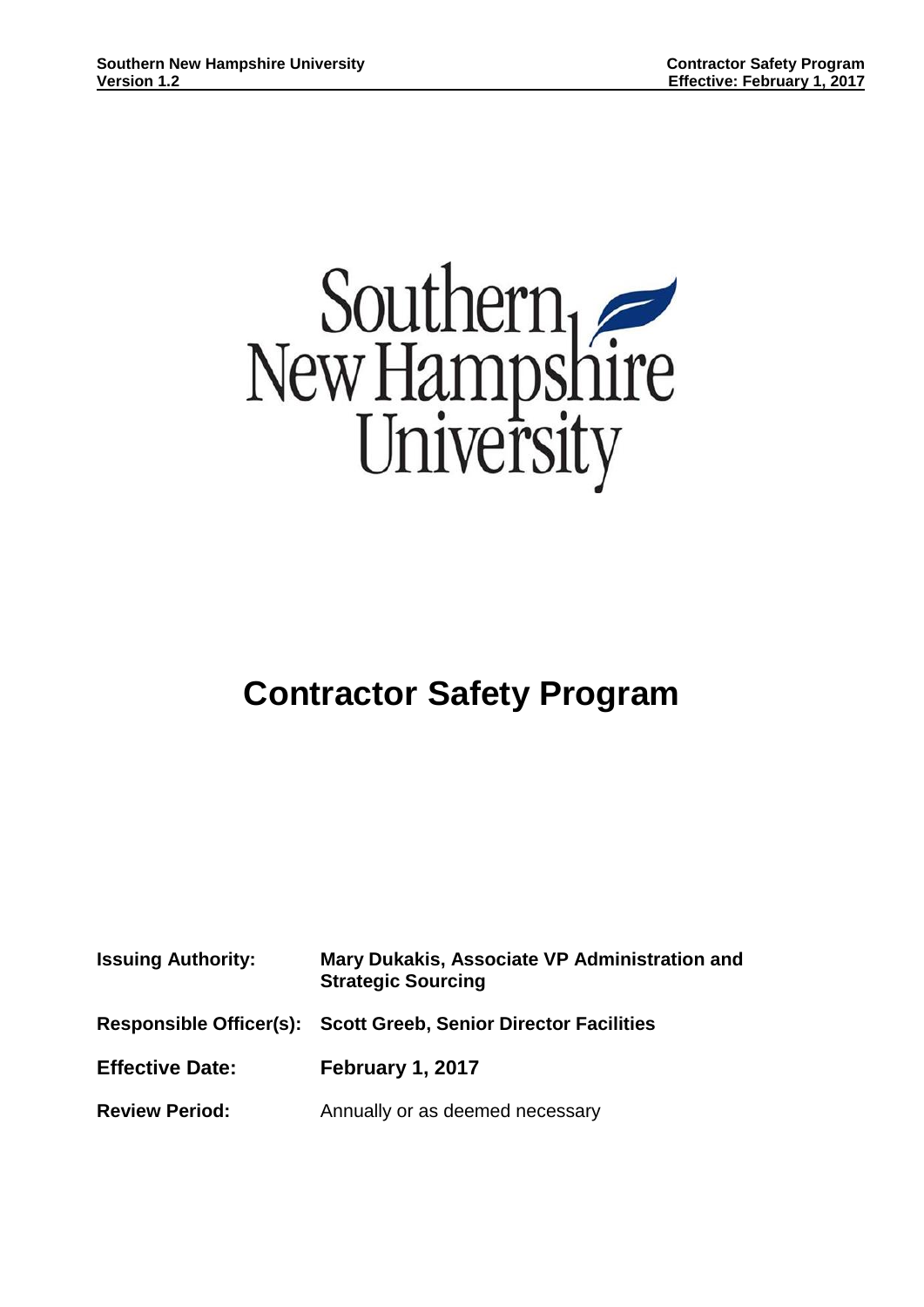Southern New Hampshire University

# Contractor Safety Program

| | |
|---|---|
| **Issuing Authority:** | **Mary Dukakis, Associate VP Administration and Strategic Sourcing** |
| **Responsible Officer(s):** | **Scott Greeb, Senior Director Facilities** |
| **Effective Date:** | **February 1, 2017** |
| **Review Period:** | Annually or as deemed necessary |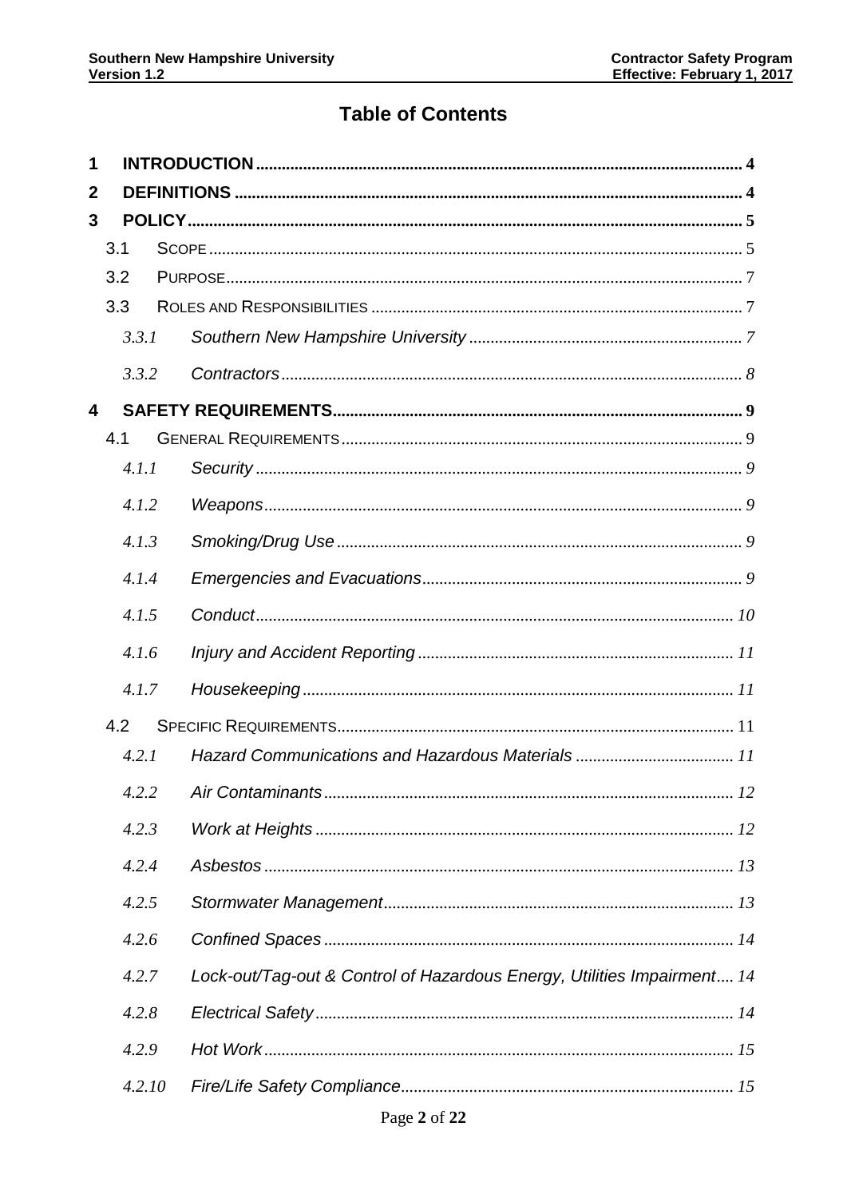# Table of Contents

**1 INTRODUCTION** ..... 4

**2 DEFINITIONS** ..... 4

**3 POLICY** ..... 5

- 3.1 Scope ..... 5
- 3.2 Purpose ..... 7
- 3.3 Roles and Responsibilities ..... 7
  - *3.3.1 Southern New Hampshire University* ..... 7
  - *3.3.2 Contractors* ..... 8

**4 SAFETY REQUIREMENTS** ..... 9

- 4.1 General Requirements ..... 9
  - *4.1.1 Security* ..... 9
  - *4.1.2 Weapons* ..... 9
  - *4.1.3 Smoking/Drug Use* ..... 9
  - *4.1.4 Emergencies and Evacuations* ..... 9
  - *4.1.5 Conduct* ..... 10
  - *4.1.6 Injury and Accident Reporting* ..... 11
  - *4.1.7 Housekeeping* ..... 11
- 4.2 Specific Requirements ..... 11
  - *4.2.1 Hazard Communications and Hazardous Materials* ..... 11
  - *4.2.2 Air Contaminants* ..... 12
  - *4.2.3 Work at Heights* ..... 12
  - *4.2.4 Asbestos* ..... 13
  - *4.2.5 Stormwater Management* ..... 13
  - *4.2.6 Confined Spaces* ..... 14
  - *4.2.7 Lock-out/Tag-out & Control of Hazardous Energy, Utilities Impairment* ..... 14
  - *4.2.8 Electrical Safety* ..... 14
  - *4.2.9 Hot Work* ..... 15
  - *4.2.10 Fire/Life Safety Compliance* ..... 15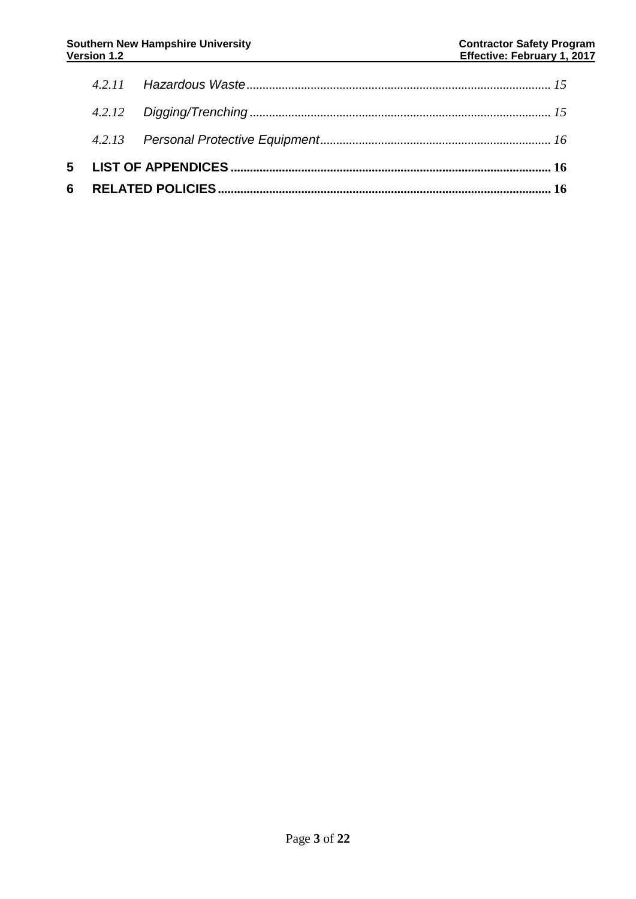*4.2.11 Hazardous Waste* .......... *15*

*4.2.12 Digging/Trenching* .......... *15*

*4.2.13 Personal Protective Equipment* .......... *16*

**5 LIST OF APPENDICES .......... 16**

**6 RELATED POLICIES .......... 16**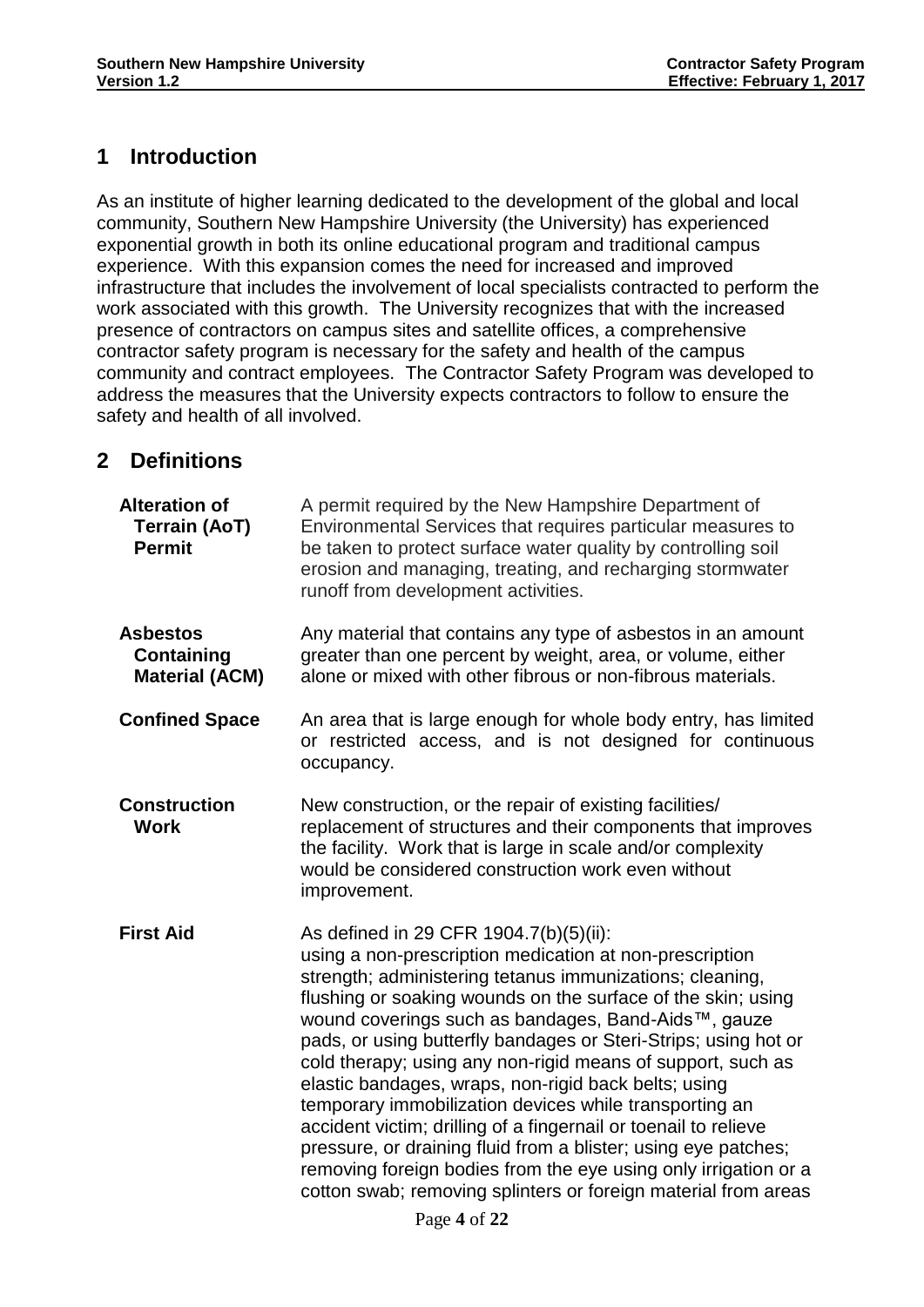## 1 Introduction

As an institute of higher learning dedicated to the development of the global and local community, Southern New Hampshire University (the University) has experienced exponential growth in both its online educational program and traditional campus experience. With this expansion comes the need for increased and improved infrastructure that includes the involvement of local specialists contracted to perform the work associated with this growth. The University recognizes that with the increased presence of contractors on campus sites and satellite offices, a comprehensive contractor safety program is necessary for the safety and health of the campus community and contract employees. The Contractor Safety Program was developed to address the measures that the University expects contractors to follow to ensure the safety and health of all involved.

## 2 Definitions

**Alteration of Terrain (AoT) Permit** — A permit required by the New Hampshire Department of Environmental Services that requires particular measures to be taken to protect surface water quality by controlling soil erosion and managing, treating, and recharging stormwater runoff from development activities.

**Asbestos Containing Material (ACM)** — Any material that contains any type of asbestos in an amount greater than one percent by weight, area, or volume, either alone or mixed with other fibrous or non-fibrous materials.

**Confined Space** — An area that is large enough for whole body entry, has limited or restricted access, and is not designed for continuous occupancy.

**Construction Work** — New construction, or the repair of existing facilities/ replacement of structures and their components that improves the facility. Work that is large in scale and/or complexity would be considered construction work even without improvement.

**First Aid** — As defined in 29 CFR 1904.7(b)(5)(ii): using a non-prescription medication at non-prescription strength; administering tetanus immunizations; cleaning, flushing or soaking wounds on the surface of the skin; using wound coverings such as bandages, Band-Aids™, gauze pads, or using butterfly bandages or Steri-Strips; using hot or cold therapy; using any non-rigid means of support, such as elastic bandages, wraps, non-rigid back belts; using temporary immobilization devices while transporting an accident victim; drilling of a fingernail or toenail to relieve pressure, or draining fluid from a blister; using eye patches; removing foreign bodies from the eye using only irrigation or a cotton swab; removing splinters or foreign material from areas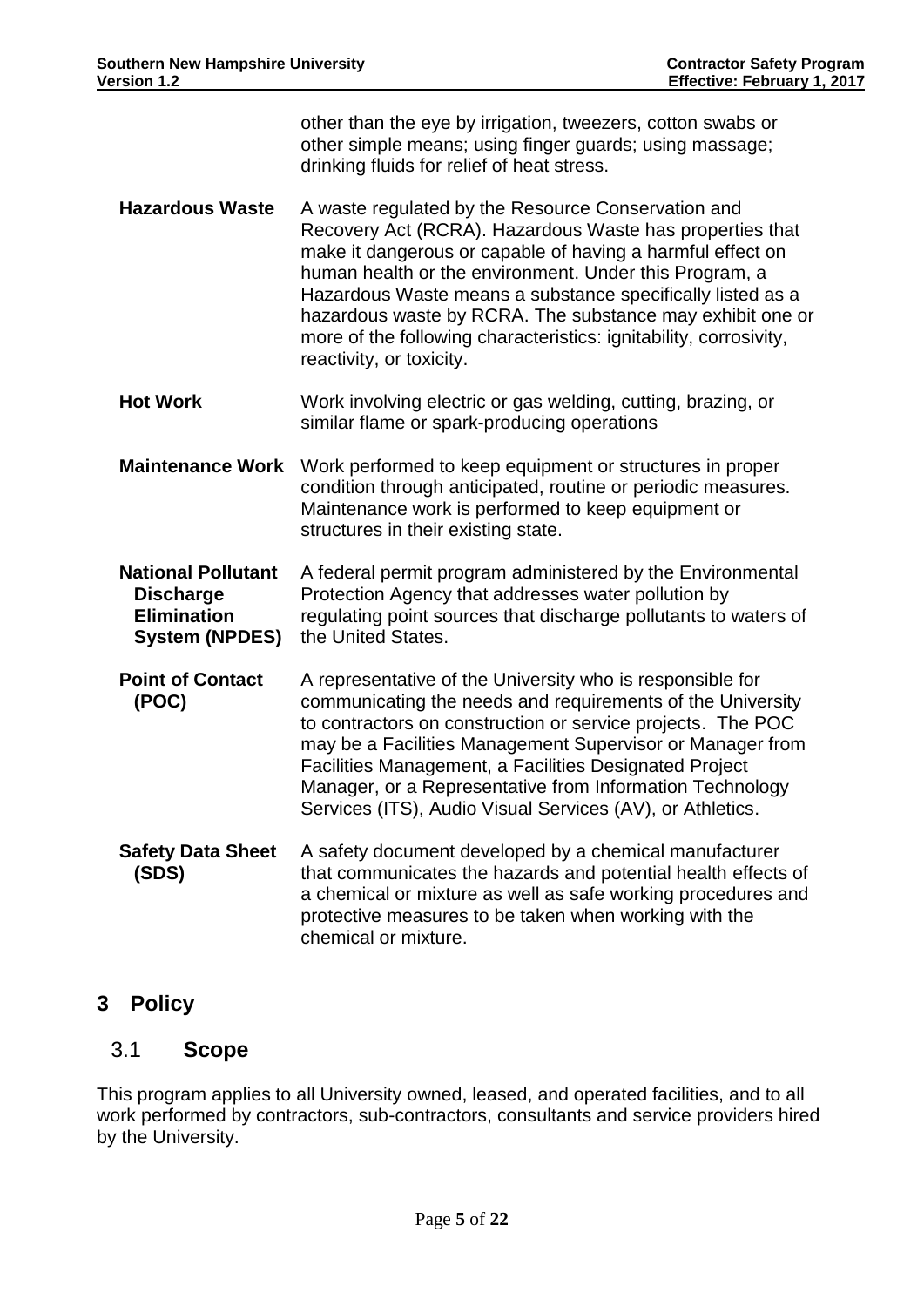other than the eye by irrigation, tweezers, cotton swabs or other simple means; using finger guards; using massage; drinking fluids for relief of heat stress.

**Hazardous Waste** A waste regulated by the Resource Conservation and Recovery Act (RCRA). Hazardous Waste has properties that make it dangerous or capable of having a harmful effect on human health or the environment. Under this Program, a Hazardous Waste means a substance specifically listed as a hazardous waste by RCRA. The substance may exhibit one or more of the following characteristics: ignitability, corrosivity, reactivity, or toxicity.

**Hot Work** Work involving electric or gas welding, cutting, brazing, or similar flame or spark-producing operations

**Maintenance Work** Work performed to keep equipment or structures in proper condition through anticipated, routine or periodic measures. Maintenance work is performed to keep equipment or structures in their existing state.

**National Pollutant Discharge Elimination System (NPDES)** A federal permit program administered by the Environmental Protection Agency that addresses water pollution by regulating point sources that discharge pollutants to waters of the United States.

**Point of Contact (POC)** A representative of the University who is responsible for communicating the needs and requirements of the University to contractors on construction or service projects. The POC may be a Facilities Management Supervisor or Manager from Facilities Management, a Facilities Designated Project Manager, or a Representative from Information Technology Services (ITS), Audio Visual Services (AV), or Athletics.

**Safety Data Sheet (SDS)** A safety document developed by a chemical manufacturer that communicates the hazards and potential health effects of a chemical or mixture as well as safe working procedures and protective measures to be taken when working with the chemical or mixture.

# 3 Policy

## 3.1 Scope

This program applies to all University owned, leased, and operated facilities, and to all work performed by contractors, sub-contractors, consultants and service providers hired by the University.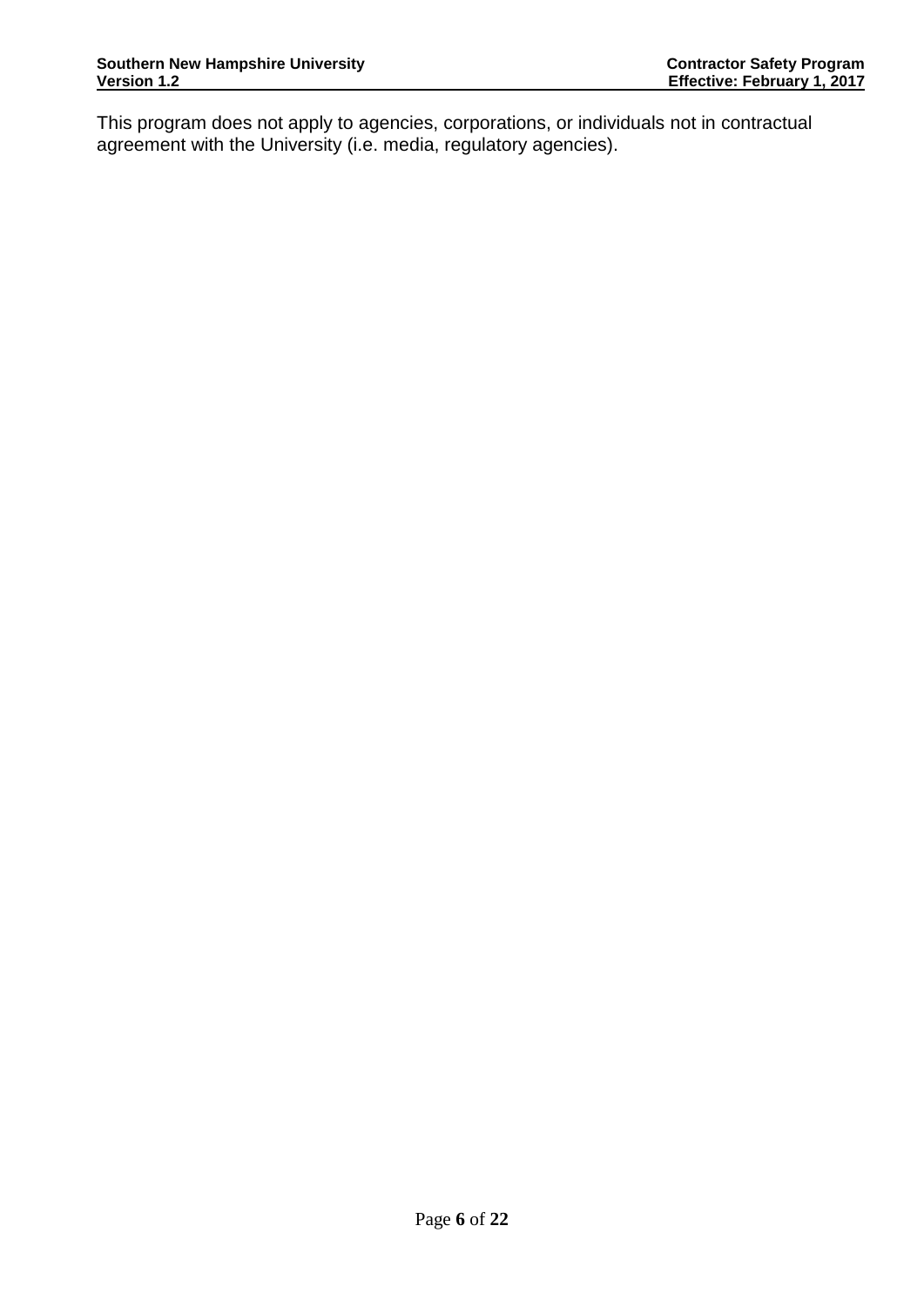This program does not apply to agencies, corporations, or individuals not in contractual agreement with the University (i.e. media, regulatory agencies).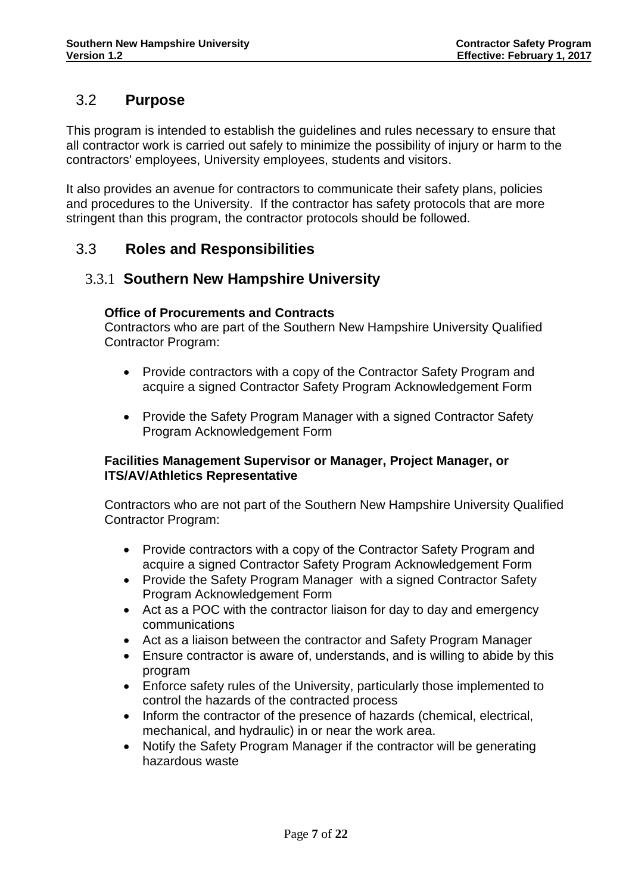## 3.2 Purpose

This program is intended to establish the guidelines and rules necessary to ensure that all contractor work is carried out safely to minimize the possibility of injury or harm to the contractors' employees, University employees, students and visitors.

It also provides an avenue for contractors to communicate their safety plans, policies and procedures to the University. If the contractor has safety protocols that are more stringent than this program, the contractor protocols should be followed.

## 3.3 Roles and Responsibilities

### 3.3.1 Southern New Hampshire University

**Office of Procurements and Contracts**

Contractors who are part of the Southern New Hampshire University Qualified Contractor Program:

- Provide contractors with a copy of the Contractor Safety Program and acquire a signed Contractor Safety Program Acknowledgement Form
- Provide the Safety Program Manager with a signed Contractor Safety Program Acknowledgement Form

**Facilities Management Supervisor or Manager, Project Manager, or ITS/AV/Athletics Representative**

Contractors who are not part of the Southern New Hampshire University Qualified Contractor Program:

- Provide contractors with a copy of the Contractor Safety Program and acquire a signed Contractor Safety Program Acknowledgement Form
- Provide the Safety Program Manager with a signed Contractor Safety Program Acknowledgement Form
- Act as a POC with the contractor liaison for day to day and emergency communications
- Act as a liaison between the contractor and Safety Program Manager
- Ensure contractor is aware of, understands, and is willing to abide by this program
- Enforce safety rules of the University, particularly those implemented to control the hazards of the contracted process
- Inform the contractor of the presence of hazards (chemical, electrical, mechanical, and hydraulic) in or near the work area.
- Notify the Safety Program Manager if the contractor will be generating hazardous waste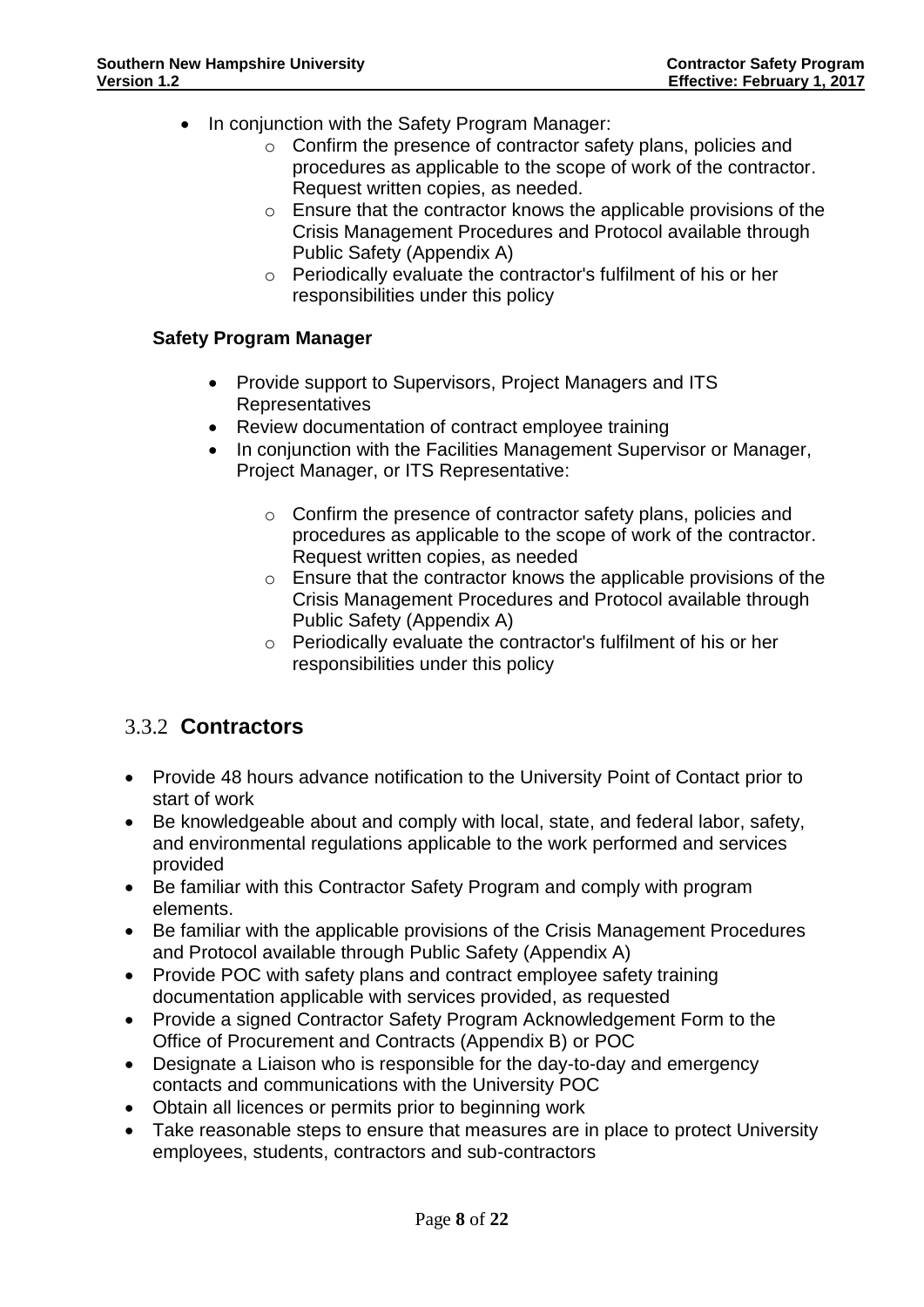- In conjunction with the Safety Program Manager:
  - Confirm the presence of contractor safety plans, policies and procedures as applicable to the scope of work of the contractor. Request written copies, as needed.
  - Ensure that the contractor knows the applicable provisions of the Crisis Management Procedures and Protocol available through Public Safety (Appendix A)
  - Periodically evaluate the contractor's fulfilment of his or her responsibilities under this policy

**Safety Program Manager**

- Provide support to Supervisors, Project Managers and ITS Representatives
- Review documentation of contract employee training
- In conjunction with the Facilities Management Supervisor or Manager, Project Manager, or ITS Representative:
  - Confirm the presence of contractor safety plans, policies and procedures as applicable to the scope of work of the contractor. Request written copies, as needed
  - Ensure that the contractor knows the applicable provisions of the Crisis Management Procedures and Protocol available through Public Safety (Appendix A)
  - Periodically evaluate the contractor's fulfilment of his or her responsibilities under this policy

### 3.3.2 Contractors

- Provide 48 hours advance notification to the University Point of Contact prior to start of work
- Be knowledgeable about and comply with local, state, and federal labor, safety, and environmental regulations applicable to the work performed and services provided
- Be familiar with this Contractor Safety Program and comply with program elements.
- Be familiar with the applicable provisions of the Crisis Management Procedures and Protocol available through Public Safety (Appendix A)
- Provide POC with safety plans and contract employee safety training documentation applicable with services provided, as requested
- Provide a signed Contractor Safety Program Acknowledgement Form to the Office of Procurement and Contracts (Appendix B) or POC
- Designate a Liaison who is responsible for the day-to-day and emergency contacts and communications with the University POC
- Obtain all licences or permits prior to beginning work
- Take reasonable steps to ensure that measures are in place to protect University employees, students, contractors and sub-contractors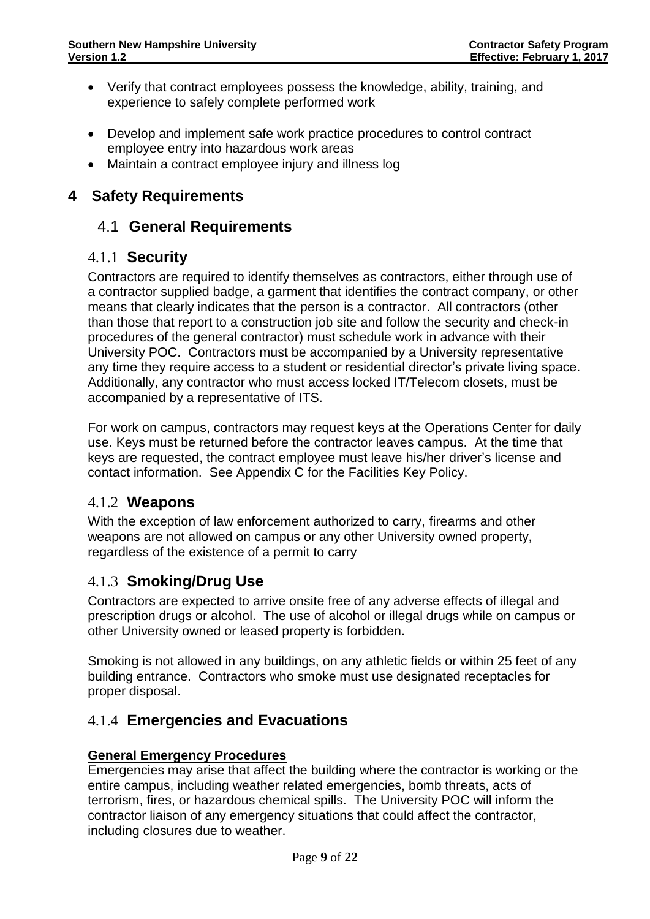- Verify that contract employees possess the knowledge, ability, training, and experience to safely complete performed work
- Develop and implement safe work practice procedures to control contract employee entry into hazardous work areas
- Maintain a contract employee injury and illness log

# 4 Safety Requirements

## 4.1 General Requirements

### 4.1.1 Security

Contractors are required to identify themselves as contractors, either through use of a contractor supplied badge, a garment that identifies the contract company, or other means that clearly indicates that the person is a contractor. All contractors (other than those that report to a construction job site and follow the security and check-in procedures of the general contractor) must schedule work in advance with their University POC. Contractors must be accompanied by a University representative any time they require access to a student or residential director's private living space. Additionally, any contractor who must access locked IT/Telecom closets, must be accompanied by a representative of ITS.

For work on campus, contractors may request keys at the Operations Center for daily use. Keys must be returned before the contractor leaves campus. At the time that keys are requested, the contract employee must leave his/her driver's license and contact information. See Appendix C for the Facilities Key Policy.

### 4.1.2 Weapons

With the exception of law enforcement authorized to carry, firearms and other weapons are not allowed on campus or any other University owned property, regardless of the existence of a permit to carry

### 4.1.3 Smoking/Drug Use

Contractors are expected to arrive onsite free of any adverse effects of illegal and prescription drugs or alcohol. The use of alcohol or illegal drugs while on campus or other University owned or leased property is forbidden.

Smoking is not allowed in any buildings, on any athletic fields or within 25 feet of any building entrance. Contractors who smoke must use designated receptacles for proper disposal.

### 4.1.4 Emergencies and Evacuations

**General Emergency Procedures**

Emergencies may arise that affect the building where the contractor is working or the entire campus, including weather related emergencies, bomb threats, acts of terrorism, fires, or hazardous chemical spills. The University POC will inform the contractor liaison of any emergency situations that could affect the contractor, including closures due to weather.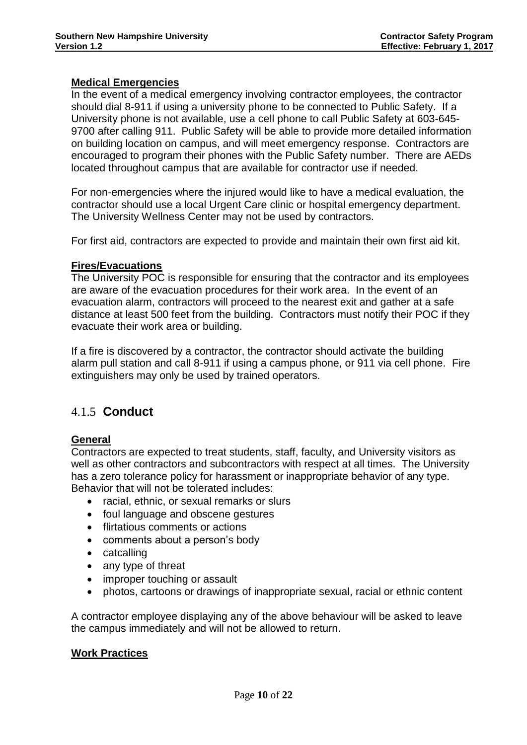**Medical Emergencies**

In the event of a medical emergency involving contractor employees, the contractor should dial 8-911 if using a university phone to be connected to Public Safety. If a University phone is not available, use a cell phone to call Public Safety at 603-645-9700 after calling 911. Public Safety will be able to provide more detailed information on building location on campus, and will meet emergency response. Contractors are encouraged to program their phones with the Public Safety number. There are AEDs located throughout campus that are available for contractor use if needed.

For non-emergencies where the injured would like to have a medical evaluation, the contractor should use a local Urgent Care clinic or hospital emergency department. The University Wellness Center may not be used by contractors.

For first aid, contractors are expected to provide and maintain their own first aid kit.

**Fires/Evacuations**

The University POC is responsible for ensuring that the contractor and its employees are aware of the evacuation procedures for their work area. In the event of an evacuation alarm, contractors will proceed to the nearest exit and gather at a safe distance at least 500 feet from the building. Contractors must notify their POC if they evacuate their work area or building.

If a fire is discovered by a contractor, the contractor should activate the building alarm pull station and call 8-911 if using a campus phone, or 911 via cell phone. Fire extinguishers may only be used by trained operators.

### 4.1.5 Conduct

**General**

Contractors are expected to treat students, staff, faculty, and University visitors as well as other contractors and subcontractors with respect at all times. The University has a zero tolerance policy for harassment or inappropriate behavior of any type. Behavior that will not be tolerated includes:

- racial, ethnic, or sexual remarks or slurs
- foul language and obscene gestures
- flirtatious comments or actions
- comments about a person's body
- catcalling
- any type of threat
- improper touching or assault
- photos, cartoons or drawings of inappropriate sexual, racial or ethnic content

A contractor employee displaying any of the above behaviour will be asked to leave the campus immediately and will not be allowed to return.

**Work Practices**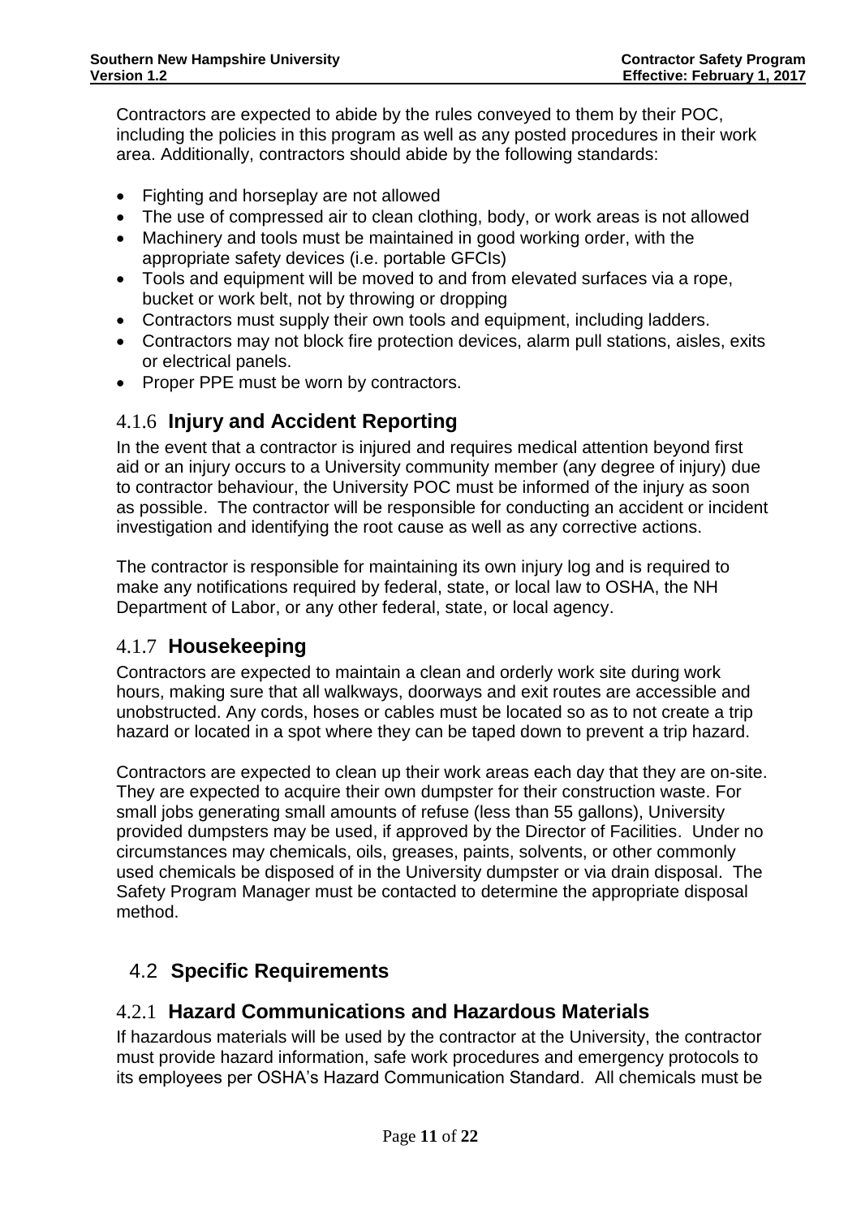Contractors are expected to abide by the rules conveyed to them by their POC, including the policies in this program as well as any posted procedures in their work area. Additionally, contractors should abide by the following standards:

- Fighting and horseplay are not allowed
- The use of compressed air to clean clothing, body, or work areas is not allowed
- Machinery and tools must be maintained in good working order, with the appropriate safety devices (i.e. portable GFCIs)
- Tools and equipment will be moved to and from elevated surfaces via a rope, bucket or work belt, not by throwing or dropping
- Contractors must supply their own tools and equipment, including ladders.
- Contractors may not block fire protection devices, alarm pull stations, aisles, exits or electrical panels.
- Proper PPE must be worn by contractors.

### 4.1.6 Injury and Accident Reporting

In the event that a contractor is injured and requires medical attention beyond first aid or an injury occurs to a University community member (any degree of injury) due to contractor behaviour, the University POC must be informed of the injury as soon as possible. The contractor will be responsible for conducting an accident or incident investigation and identifying the root cause as well as any corrective actions.

The contractor is responsible for maintaining its own injury log and is required to make any notifications required by federal, state, or local law to OSHA, the NH Department of Labor, or any other federal, state, or local agency.

### 4.1.7 Housekeeping

Contractors are expected to maintain a clean and orderly work site during work hours, making sure that all walkways, doorways and exit routes are accessible and unobstructed. Any cords, hoses or cables must be located so as to not create a trip hazard or located in a spot where they can be taped down to prevent a trip hazard.

Contractors are expected to clean up their work areas each day that they are on-site. They are expected to acquire their own dumpster for their construction waste. For small jobs generating small amounts of refuse (less than 55 gallons), University provided dumpsters may be used, if approved by the Director of Facilities. Under no circumstances may chemicals, oils, greases, paints, solvents, or other commonly used chemicals be disposed of in the University dumpster or via drain disposal. The Safety Program Manager must be contacted to determine the appropriate disposal method.

## 4.2 Specific Requirements

### 4.2.1 Hazard Communications and Hazardous Materials

If hazardous materials will be used by the contractor at the University, the contractor must provide hazard information, safe work procedures and emergency protocols to its employees per OSHA's Hazard Communication Standard. All chemicals must be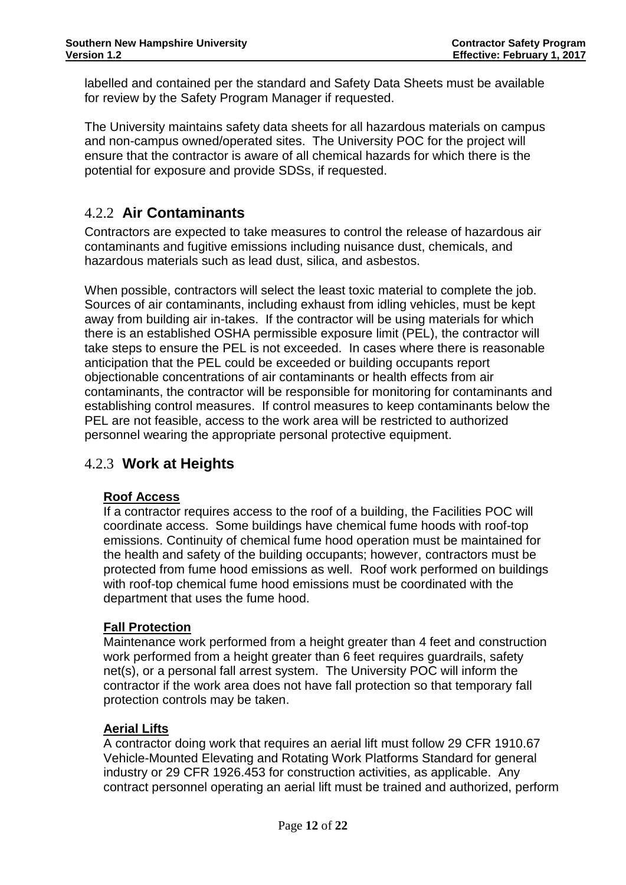labelled and contained per the standard and Safety Data Sheets must be available for review by the Safety Program Manager if requested.

The University maintains safety data sheets for all hazardous materials on campus and non-campus owned/operated sites. The University POC for the project will ensure that the contractor is aware of all chemical hazards for which there is the potential for exposure and provide SDSs, if requested.

### 4.2.2 Air Contaminants

Contractors are expected to take measures to control the release of hazardous air contaminants and fugitive emissions including nuisance dust, chemicals, and hazardous materials such as lead dust, silica, and asbestos.

When possible, contractors will select the least toxic material to complete the job. Sources of air contaminants, including exhaust from idling vehicles, must be kept away from building air in-takes. If the contractor will be using materials for which there is an established OSHA permissible exposure limit (PEL), the contractor will take steps to ensure the PEL is not exceeded. In cases where there is reasonable anticipation that the PEL could be exceeded or building occupants report objectionable concentrations of air contaminants or health effects from air contaminants, the contractor will be responsible for monitoring for contaminants and establishing control measures. If control measures to keep contaminants below the PEL are not feasible, access to the work area will be restricted to authorized personnel wearing the appropriate personal protective equipment.

### 4.2.3 Work at Heights

**Roof Access**

If a contractor requires access to the roof of a building, the Facilities POC will coordinate access. Some buildings have chemical fume hoods with roof-top emissions. Continuity of chemical fume hood operation must be maintained for the health and safety of the building occupants; however, contractors must be protected from fume hood emissions as well. Roof work performed on buildings with roof-top chemical fume hood emissions must be coordinated with the department that uses the fume hood.

**Fall Protection**

Maintenance work performed from a height greater than 4 feet and construction work performed from a height greater than 6 feet requires guardrails, safety net(s), or a personal fall arrest system. The University POC will inform the contractor if the work area does not have fall protection so that temporary fall protection controls may be taken.

**Aerial Lifts**

A contractor doing work that requires an aerial lift must follow 29 CFR 1910.67 Vehicle-Mounted Elevating and Rotating Work Platforms Standard for general industry or 29 CFR 1926.453 for construction activities, as applicable. Any contract personnel operating an aerial lift must be trained and authorized, perform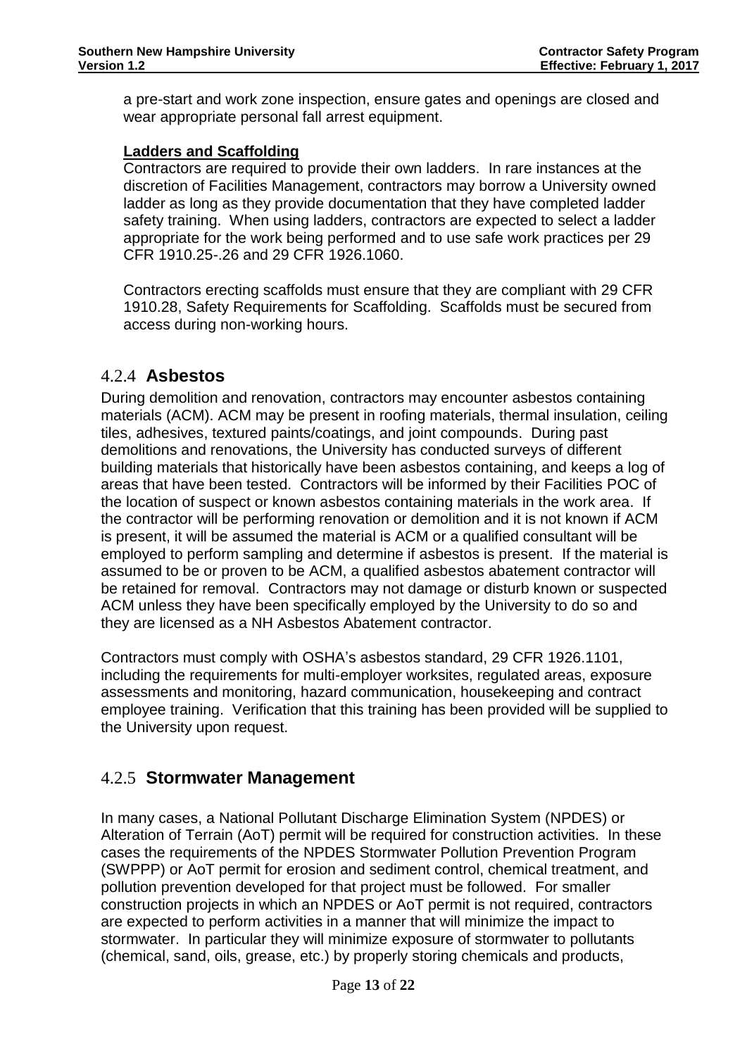a pre-start and work zone inspection, ensure gates and openings are closed and wear appropriate personal fall arrest equipment.

**Ladders and Scaffolding**

Contractors are required to provide their own ladders. In rare instances at the discretion of Facilities Management, contractors may borrow a University owned ladder as long as they provide documentation that they have completed ladder safety training. When using ladders, contractors are expected to select a ladder appropriate for the work being performed and to use safe work practices per 29 CFR 1910.25-.26 and 29 CFR 1926.1060.

Contractors erecting scaffolds must ensure that they are compliant with 29 CFR 1910.28, Safety Requirements for Scaffolding. Scaffolds must be secured from access during non-working hours.

### 4.2.4 Asbestos

During demolition and renovation, contractors may encounter asbestos containing materials (ACM). ACM may be present in roofing materials, thermal insulation, ceiling tiles, adhesives, textured paints/coatings, and joint compounds. During past demolitions and renovations, the University has conducted surveys of different building materials that historically have been asbestos containing, and keeps a log of areas that have been tested. Contractors will be informed by their Facilities POC of the location of suspect or known asbestos containing materials in the work area. If the contractor will be performing renovation or demolition and it is not known if ACM is present, it will be assumed the material is ACM or a qualified consultant will be employed to perform sampling and determine if asbestos is present. If the material is assumed to be or proven to be ACM, a qualified asbestos abatement contractor will be retained for removal. Contractors may not damage or disturb known or suspected ACM unless they have been specifically employed by the University to do so and they are licensed as a NH Asbestos Abatement contractor.

Contractors must comply with OSHA's asbestos standard, 29 CFR 1926.1101, including the requirements for multi-employer worksites, regulated areas, exposure assessments and monitoring, hazard communication, housekeeping and contract employee training. Verification that this training has been provided will be supplied to the University upon request.

### 4.2.5 Stormwater Management

In many cases, a National Pollutant Discharge Elimination System (NPDES) or Alteration of Terrain (AoT) permit will be required for construction activities. In these cases the requirements of the NPDES Stormwater Pollution Prevention Program (SWPPP) or AoT permit for erosion and sediment control, chemical treatment, and pollution prevention developed for that project must be followed. For smaller construction projects in which an NPDES or AoT permit is not required, contractors are expected to perform activities in a manner that will minimize the impact to stormwater. In particular they will minimize exposure of stormwater to pollutants (chemical, sand, oils, grease, etc.) by properly storing chemicals and products,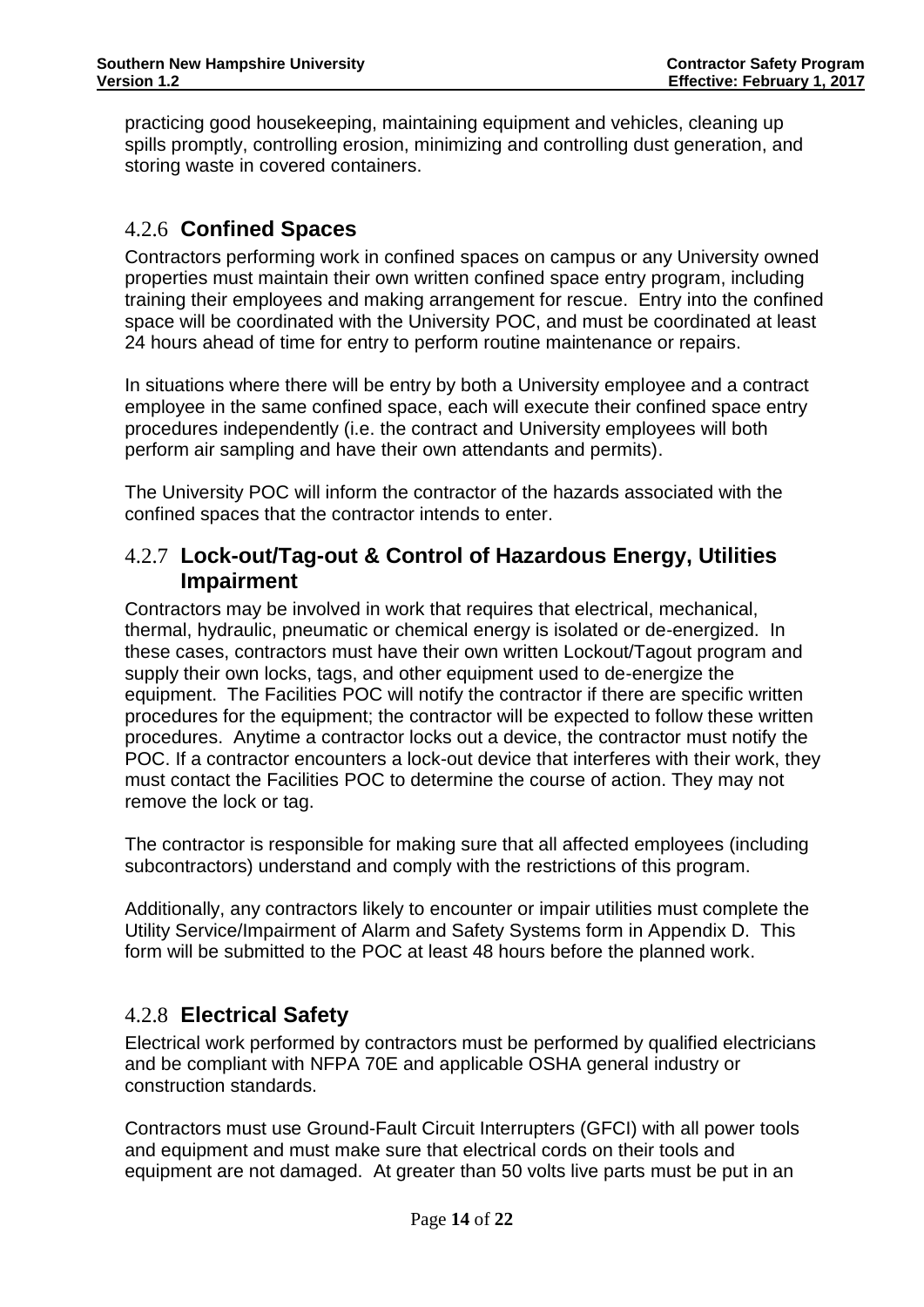practicing good housekeeping, maintaining equipment and vehicles, cleaning up spills promptly, controlling erosion, minimizing and controlling dust generation, and storing waste in covered containers.

### 4.2.6 **Confined Spaces**

Contractors performing work in confined spaces on campus or any University owned properties must maintain their own written confined space entry program, including training their employees and making arrangement for rescue. Entry into the confined space will be coordinated with the University POC, and must be coordinated at least 24 hours ahead of time for entry to perform routine maintenance or repairs.

In situations where there will be entry by both a University employee and a contract employee in the same confined space, each will execute their confined space entry procedures independently (i.e. the contract and University employees will both perform air sampling and have their own attendants and permits).

The University POC will inform the contractor of the hazards associated with the confined spaces that the contractor intends to enter.

### 4.2.7 **Lock-out/Tag-out & Control of Hazardous Energy, Utilities Impairment**

Contractors may be involved in work that requires that electrical, mechanical, thermal, hydraulic, pneumatic or chemical energy is isolated or de-energized. In these cases, contractors must have their own written Lockout/Tagout program and supply their own locks, tags, and other equipment used to de-energize the equipment. The Facilities POC will notify the contractor if there are specific written procedures for the equipment; the contractor will be expected to follow these written procedures. Anytime a contractor locks out a device, the contractor must notify the POC. If a contractor encounters a lock-out device that interferes with their work, they must contact the Facilities POC to determine the course of action. They may not remove the lock or tag.

The contractor is responsible for making sure that all affected employees (including subcontractors) understand and comply with the restrictions of this program.

Additionally, any contractors likely to encounter or impair utilities must complete the Utility Service/Impairment of Alarm and Safety Systems form in Appendix D. This form will be submitted to the POC at least 48 hours before the planned work.

### 4.2.8 **Electrical Safety**

Electrical work performed by contractors must be performed by qualified electricians and be compliant with NFPA 70E and applicable OSHA general industry or construction standards.

Contractors must use Ground-Fault Circuit Interrupters (GFCI) with all power tools and equipment and must make sure that electrical cords on their tools and equipment are not damaged. At greater than 50 volts live parts must be put in an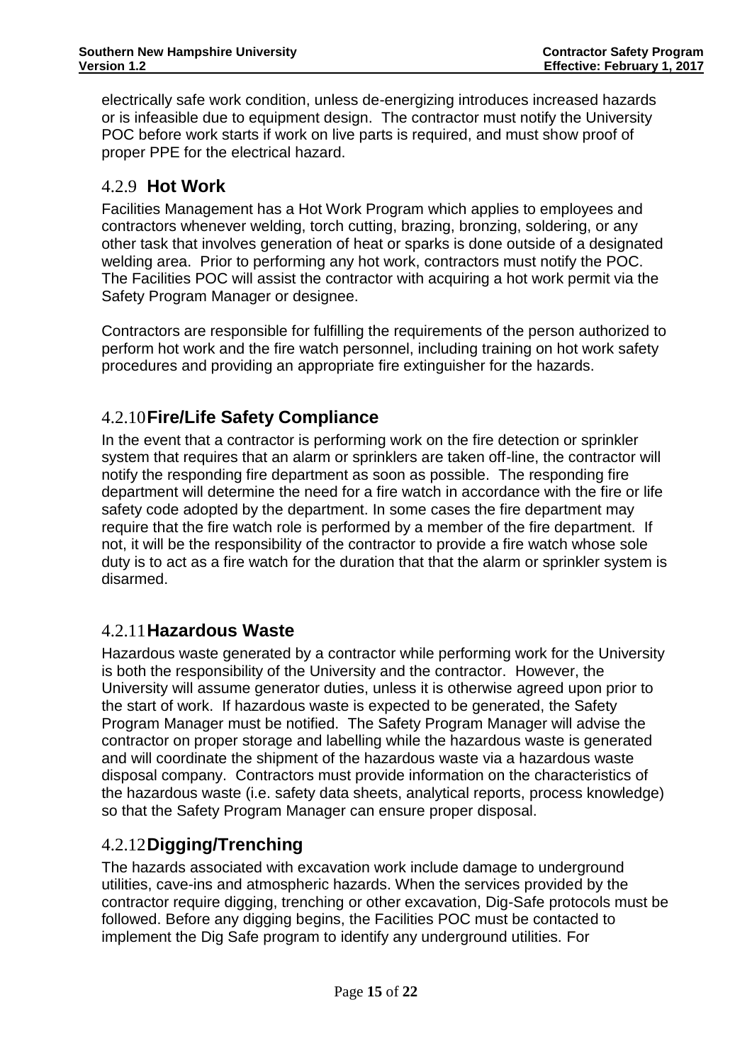electrically safe work condition, unless de-energizing introduces increased hazards or is infeasible due to equipment design. The contractor must notify the University POC before work starts if work on live parts is required, and must show proof of proper PPE for the electrical hazard.

### 4.2.9 Hot Work

Facilities Management has a Hot Work Program which applies to employees and contractors whenever welding, torch cutting, brazing, bronzing, soldering, or any other task that involves generation of heat or sparks is done outside of a designated welding area. Prior to performing any hot work, contractors must notify the POC. The Facilities POC will assist the contractor with acquiring a hot work permit via the Safety Program Manager or designee.

Contractors are responsible for fulfilling the requirements of the person authorized to perform hot work and the fire watch personnel, including training on hot work safety procedures and providing an appropriate fire extinguisher for the hazards.

### 4.2.10 Fire/Life Safety Compliance

In the event that a contractor is performing work on the fire detection or sprinkler system that requires that an alarm or sprinklers are taken off-line, the contractor will notify the responding fire department as soon as possible. The responding fire department will determine the need for a fire watch in accordance with the fire or life safety code adopted by the department. In some cases the fire department may require that the fire watch role is performed by a member of the fire department. If not, it will be the responsibility of the contractor to provide a fire watch whose sole duty is to act as a fire watch for the duration that that the alarm or sprinkler system is disarmed.

### 4.2.11 Hazardous Waste

Hazardous waste generated by a contractor while performing work for the University is both the responsibility of the University and the contractor. However, the University will assume generator duties, unless it is otherwise agreed upon prior to the start of work. If hazardous waste is expected to be generated, the Safety Program Manager must be notified. The Safety Program Manager will advise the contractor on proper storage and labelling while the hazardous waste is generated and will coordinate the shipment of the hazardous waste via a hazardous waste disposal company. Contractors must provide information on the characteristics of the hazardous waste (i.e. safety data sheets, analytical reports, process knowledge) so that the Safety Program Manager can ensure proper disposal.

### 4.2.12 Digging/Trenching

The hazards associated with excavation work include damage to underground utilities, cave-ins and atmospheric hazards. When the services provided by the contractor require digging, trenching or other excavation, Dig-Safe protocols must be followed. Before any digging begins, the Facilities POC must be contacted to implement the Dig Safe program to identify any underground utilities. For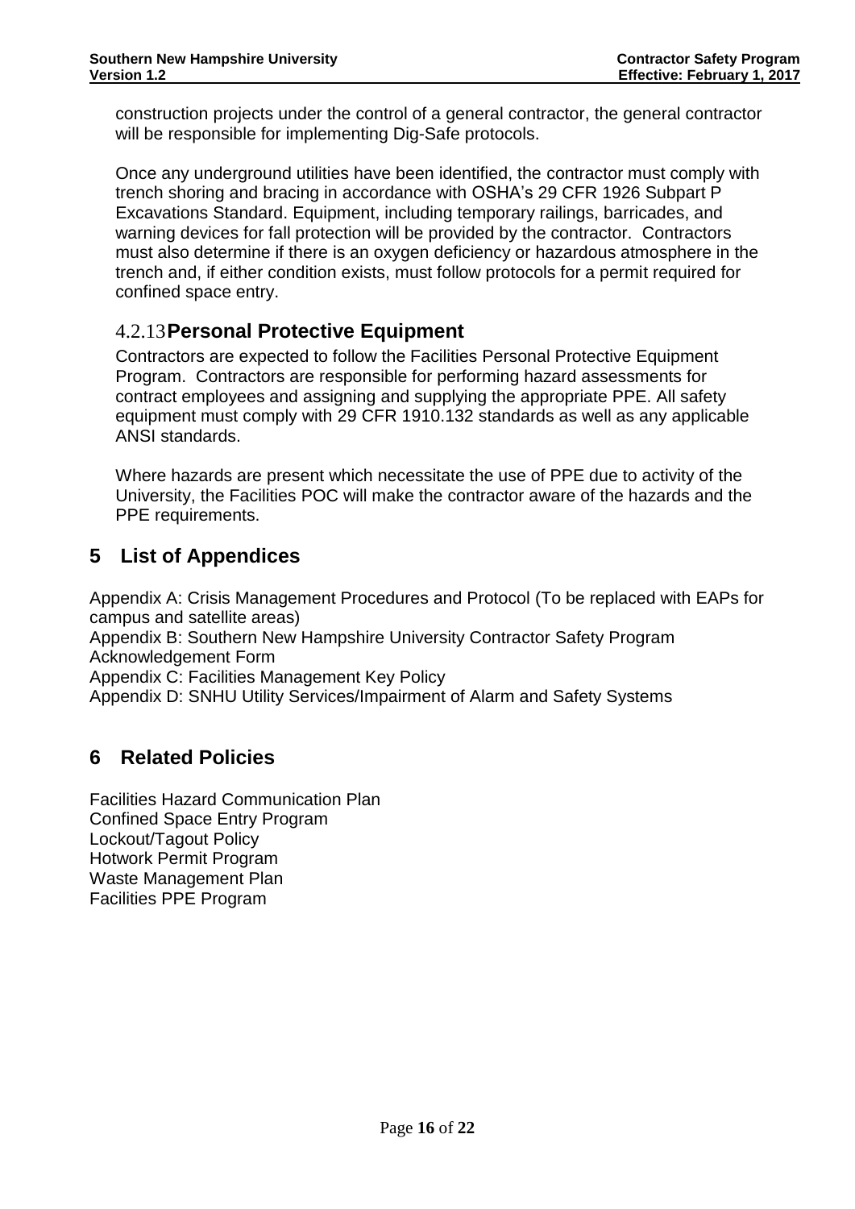construction projects under the control of a general contractor, the general contractor will be responsible for implementing Dig-Safe protocols.

Once any underground utilities have been identified, the contractor must comply with trench shoring and bracing in accordance with OSHA's 29 CFR 1926 Subpart P Excavations Standard. Equipment, including temporary railings, barricades, and warning devices for fall protection will be provided by the contractor. Contractors must also determine if there is an oxygen deficiency or hazardous atmosphere in the trench and, if either condition exists, must follow protocols for a permit required for confined space entry.

### 4.2.13 Personal Protective Equipment

Contractors are expected to follow the Facilities Personal Protective Equipment Program. Contractors are responsible for performing hazard assessments for contract employees and assigning and supplying the appropriate PPE. All safety equipment must comply with 29 CFR 1910.132 standards as well as any applicable ANSI standards.

Where hazards are present which necessitate the use of PPE due to activity of the University, the Facilities POC will make the contractor aware of the hazards and the PPE requirements.

## 5 List of Appendices

Appendix A: Crisis Management Procedures and Protocol (To be replaced with EAPs for campus and satellite areas)
Appendix B: Southern New Hampshire University Contractor Safety Program Acknowledgement Form
Appendix C: Facilities Management Key Policy
Appendix D: SNHU Utility Services/Impairment of Alarm and Safety Systems

## 6 Related Policies

Facilities Hazard Communication Plan
Confined Space Entry Program
Lockout/Tagout Policy
Hotwork Permit Program
Waste Management Plan
Facilities PPE Program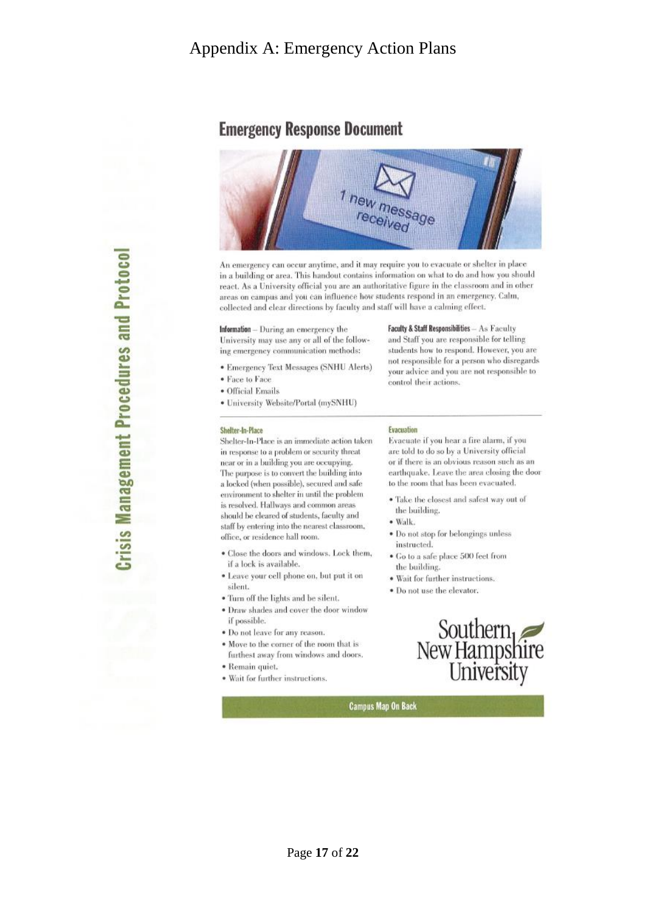# Appendix A: Emergency Action Plans

Crisis Management Procedures and Protocol

## Emergency Response Document

An emergency can occur anytime, and it may require you to evacuate or shelter in place in a building or area. This handout contains information on what to do and how you should react. As a University official you are an authoritative figure in the classroom and in other areas on campus and you can influence how students respond in an emergency. Calm, collected and clear directions by faculty and staff will have a calming effect.

**Information** – During an emergency the University may use any or all of the following emergency communication methods:

- Emergency Text Messages (SNHU Alerts)
- Face to Face
- Official Emails
- University Website/Portal (mySNHU)

**Faculty & Staff Responsibilities** – As Faculty and Staff you are responsible for telling students how to respond. However, you are not responsible for a person who disregards your advice and you are not responsible to control their actions.

### Shelter-In-Place

Shelter-In-Place is an immediate action taken in response to a problem or security threat near or in a building you are occupying. The purpose is to convert the building into a locked (when possible), secured and safe environment to shelter in until the problem is resolved. Hallways and common areas should be cleared of students, faculty and staff by entering into the nearest classroom, office, or residence hall room.

- Close the doors and windows. Lock them, if a lock is available.
- Leave your cell phone on, but put it on silent.
- Turn off the lights and be silent.
- Draw shades and cover the door window if possible.
- Do not leave for any reason.
- Move to the corner of the room that is furthest away from windows and doors.
- Remain quiet.
- Wait for further instructions.

### Evacuation

Evacuate if you hear a fire alarm, if you are told to do so by a University official or if there is an obvious reason such as an earthquake. Leave the area closing the door to the room that has been evacuated.

- Take the closest and safest way out of the building.
- Walk.
- Do not stop for belongings unless instructed.
- Go to a safe place 500 feet from the building.
- Wait for further instructions.
- Do not use the elevator.

Southern New Hampshire University

Campus Map On Back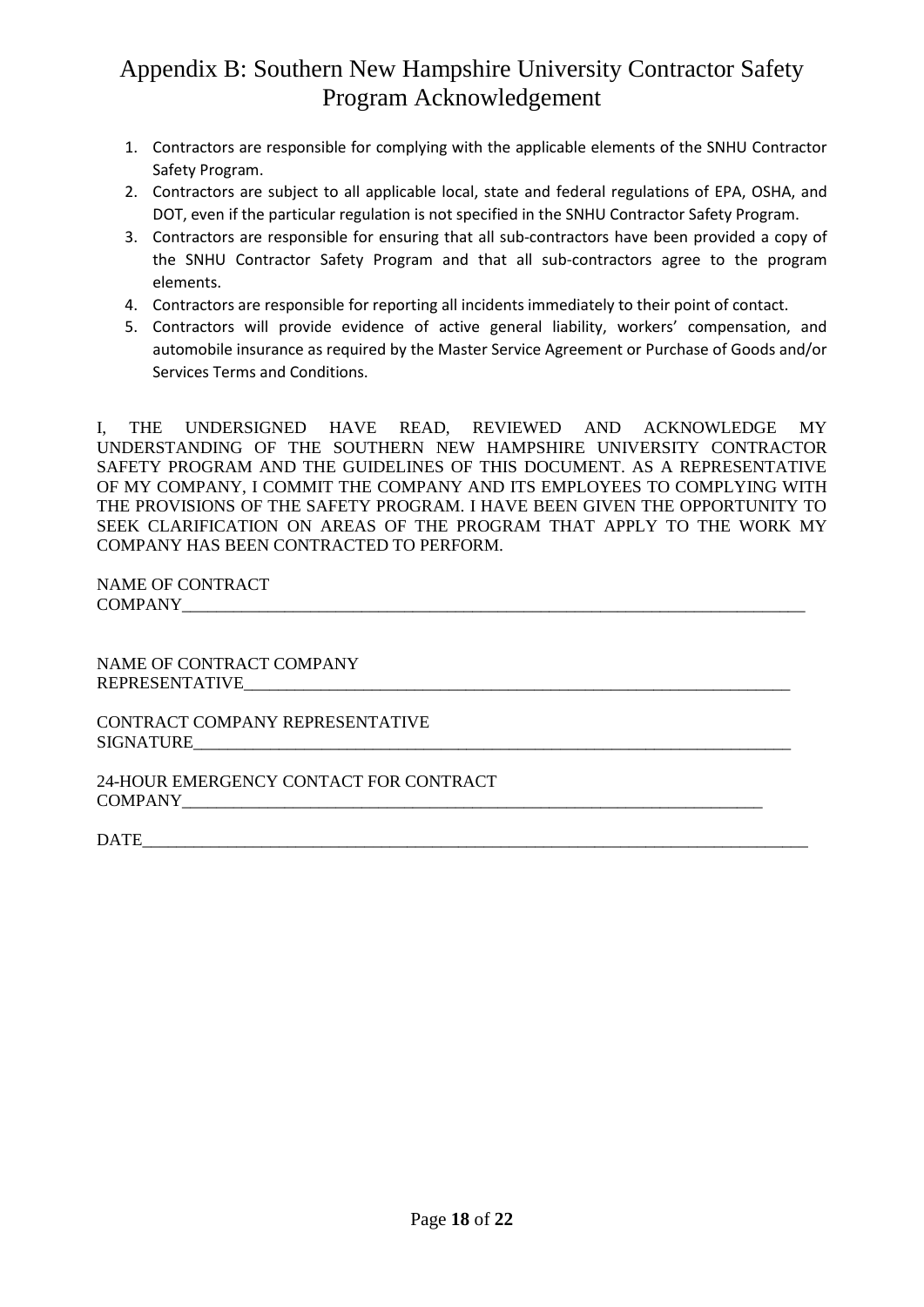# Appendix B: Southern New Hampshire University Contractor Safety Program Acknowledgement

1. Contractors are responsible for complying with the applicable elements of the SNHU Contractor Safety Program.
2. Contractors are subject to all applicable local, state and federal regulations of EPA, OSHA, and DOT, even if the particular regulation is not specified in the SNHU Contractor Safety Program.
3. Contractors are responsible for ensuring that all sub-contractors have been provided a copy of the SNHU Contractor Safety Program and that all sub-contractors agree to the program elements.
4. Contractors are responsible for reporting all incidents immediately to their point of contact.
5. Contractors will provide evidence of active general liability, workers' compensation, and automobile insurance as required by the Master Service Agreement or Purchase of Goods and/or Services Terms and Conditions.

I, THE UNDERSIGNED HAVE READ, REVIEWED AND ACKNOWLEDGE MY UNDERSTANDING OF THE SOUTHERN NEW HAMPSHIRE UNIVERSITY CONTRACTOR SAFETY PROGRAM AND THE GUIDELINES OF THIS DOCUMENT. AS A REPRESENTATIVE OF MY COMPANY, I COMMIT THE COMPANY AND ITS EMPLOYEES TO COMPLYING WITH THE PROVISIONS OF THE SAFETY PROGRAM. I HAVE BEEN GIVEN THE OPPORTUNITY TO SEEK CLARIFICATION ON AREAS OF THE PROGRAM THAT APPLY TO THE WORK MY COMPANY HAS BEEN CONTRACTED TO PERFORM.

NAME OF CONTRACT COMPANY______________________________________________________________________

NAME OF CONTRACT COMPANY REPRESENTATIVE________________________________________________________________

CONTRACT COMPANY REPRESENTATIVE SIGNATURE____________________________________________________________________

24-HOUR EMERGENCY CONTACT FOR CONTRACT COMPANY_________________________________________________________________

DATE___________________________________________________________________________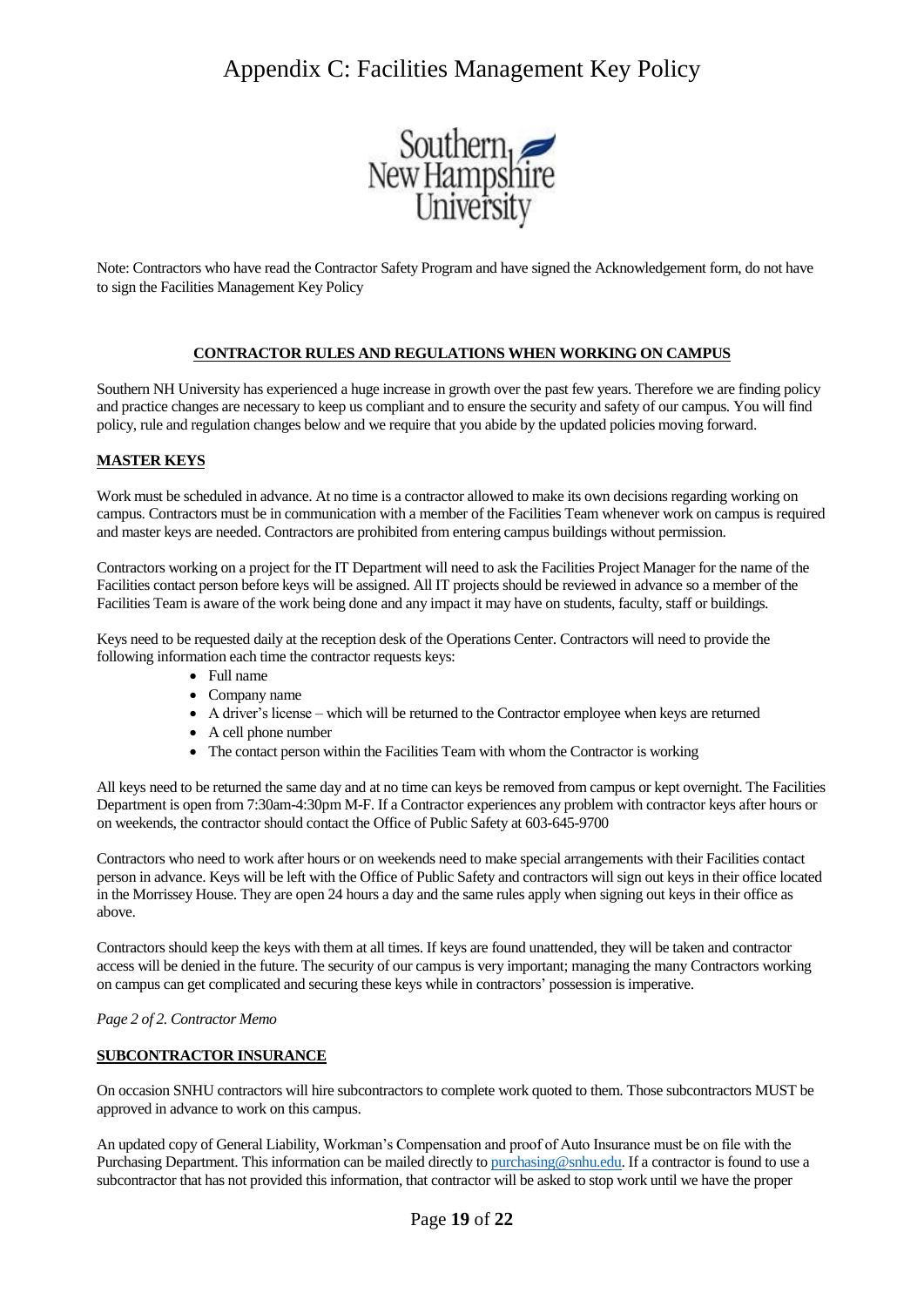# Appendix C: Facilities Management Key Policy

Southern New Hampshire University

Note: Contractors who have read the Contractor Safety Program and have signed the Acknowledgement form, do not have to sign the Facilities Management Key Policy

**CONTRACTOR RULES AND REGULATIONS WHEN WORKING ON CAMPUS**

Southern NH University has experienced a huge increase in growth over the past few years. Therefore we are finding policy and practice changes are necessary to keep us compliant and to ensure the security and safety of our campus. You will find policy, rule and regulation changes below and we require that you abide by the updated policies moving forward.

**MASTER KEYS**

Work must be scheduled in advance. At no time is a contractor allowed to make its own decisions regarding working on campus. Contractors must be in communication with a member of the Facilities Team whenever work on campus is required and master keys are needed. Contractors are prohibited from entering campus buildings without permission.

Contractors working on a project for the IT Department will need to ask the Facilities Project Manager for the name of the Facilities contact person before keys will be assigned. All IT projects should be reviewed in advance so a member of the Facilities Team is aware of the work being done and any impact it may have on students, faculty, staff or buildings.

Keys need to be requested daily at the reception desk of the Operations Center. Contractors will need to provide the following information each time the contractor requests keys:

- Full name
- Company name
- A driver's license – which will be returned to the Contractor employee when keys are returned
- A cell phone number
- The contact person within the Facilities Team with whom the Contractor is working

All keys need to be returned the same day and at no time can keys be removed from campus or kept overnight. The Facilities Department is open from 7:30am-4:30pm M-F. If a Contractor experiences any problem with contractor keys after hours or on weekends, the contractor should contact the Office of Public Safety at 603-645-9700

Contractors who need to work after hours or on weekends need to make special arrangements with their Facilities contact person in advance. Keys will be left with the Office of Public Safety and contractors will sign out keys in their office located in the Morrissey House. They are open 24 hours a day and the same rules apply when signing out keys in their office as above.

Contractors should keep the keys with them at all times. If keys are found unattended, they will be taken and contractor access will be denied in the future. The security of our campus is very important; managing the many Contractors working on campus can get complicated and securing these keys while in contractors' possession is imperative.

*Page 2 of 2. Contractor Memo*

**SUBCONTRACTOR INSURANCE**

On occasion SNHU contractors will hire subcontractors to complete work quoted to them. Those subcontractors MUST be approved in advance to work on this campus.

An updated copy of General Liability, Workman's Compensation and proof of Auto Insurance must be on file with the Purchasing Department. This information can be mailed directly to purchasing@snhu.edu. If a contractor is found to use a subcontractor that has not provided this information, that contractor will be asked to stop work until we have the proper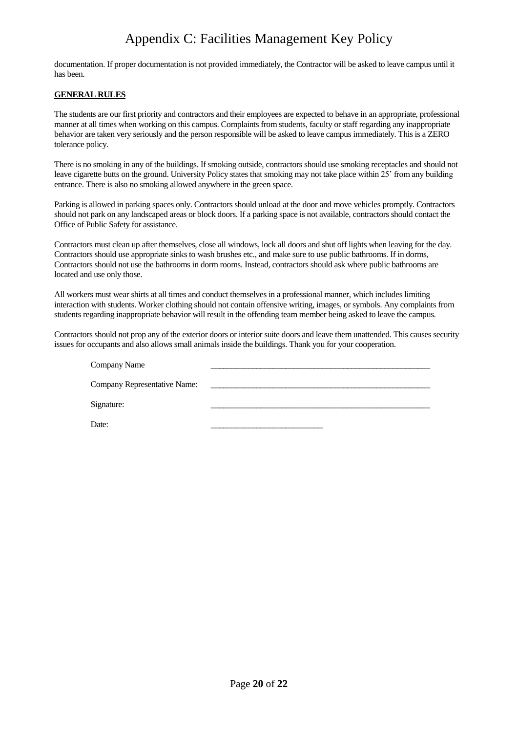documentation. If proper documentation is not provided immediately, the Contractor will be asked to leave campus until it has been.

**GENERAL RULES**

The students are our first priority and contractors and their employees are expected to behave in an appropriate, professional manner at all times when working on this campus. Complaints from students, faculty or staff regarding any inappropriate behavior are taken very seriously and the person responsible will be asked to leave campus immediately. This is a ZERO tolerance policy.

There is no smoking in any of the buildings. If smoking outside, contractors should use smoking receptacles and should not leave cigarette butts on the ground. University Policy states that smoking may not take place within 25' from any building entrance. There is also no smoking allowed anywhere in the green space.

Parking is allowed in parking spaces only. Contractors should unload at the door and move vehicles promptly. Contractors should not park on any landscaped areas or block doors. If a parking space is not available, contractors should contact the Office of Public Safety for assistance.

Contractors must clean up after themselves, close all windows, lock all doors and shut off lights when leaving for the day. Contractors should use appropriate sinks to wash brushes etc., and make sure to use public bathrooms. If in dorms, Contractors should not use the bathrooms in dorm rooms. Instead, contractors should ask where public bathrooms are located and use only those.

All workers must wear shirts at all times and conduct themselves in a professional manner, which includes limiting interaction with students. Worker clothing should not contain offensive writing, images, or symbols. Any complaints from students regarding inappropriate behavior will result in the offending team member being asked to leave the campus.

Contractors should not prop any of the exterior doors or interior suite doors and leave them unattended. This causes security issues for occupants and also allows small animals inside the buildings. Thank you for your cooperation.

Company Name ______________________________________________

Company Representative Name: ______________________________________________

Signature: ______________________________________________

Date: __________________________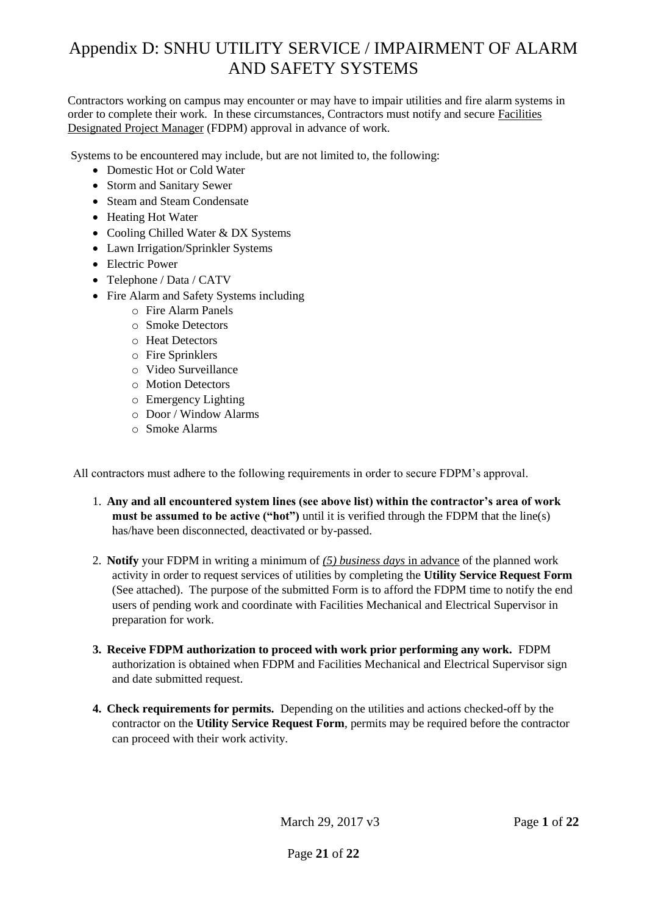# Appendix D: SNHU UTILITY SERVICE / IMPAIRMENT OF ALARM AND SAFETY SYSTEMS

Contractors working on campus may encounter or may have to impair utilities and fire alarm systems in order to complete their work. In these circumstances, Contractors must notify and secure Facilities Designated Project Manager (FDPM) approval in advance of work.

Systems to be encountered may include, but are not limited to, the following:

- Domestic Hot or Cold Water
- Storm and Sanitary Sewer
- Steam and Steam Condensate
- Heating Hot Water
- Cooling Chilled Water & DX Systems
- Lawn Irrigation/Sprinkler Systems
- Electric Power
- Telephone / Data / CATV
- Fire Alarm and Safety Systems including
  - Fire Alarm Panels
  - Smoke Detectors
  - Heat Detectors
  - Fire Sprinklers
  - Video Surveillance
  - Motion Detectors
  - Emergency Lighting
  - Door / Window Alarms
  - Smoke Alarms

All contractors must adhere to the following requirements in order to secure FDPM's approval.

1. **Any and all encountered system lines (see above list) within the contractor's area of work must be assumed to be active ("hot")** until it is verified through the FDPM that the line(s) has/have been disconnected, deactivated or by-passed.

2. **Notify** your FDPM in writing a minimum of *(5) business days* in advance of the planned work activity in order to request services of utilities by completing the **Utility Service Request Form** (See attached). The purpose of the submitted Form is to afford the FDPM time to notify the end users of pending work and coordinate with Facilities Mechanical and Electrical Supervisor in preparation for work.

3. **Receive FDPM authorization to proceed with work prior performing any work.** FDPM authorization is obtained when FDPM and Facilities Mechanical and Electrical Supervisor sign and date submitted request.

4. **Check requirements for permits.** Depending on the utilities and actions checked-off by the contractor on the **Utility Service Request Form**, permits may be required before the contractor can proceed with their work activity.

March 29, 2017 v3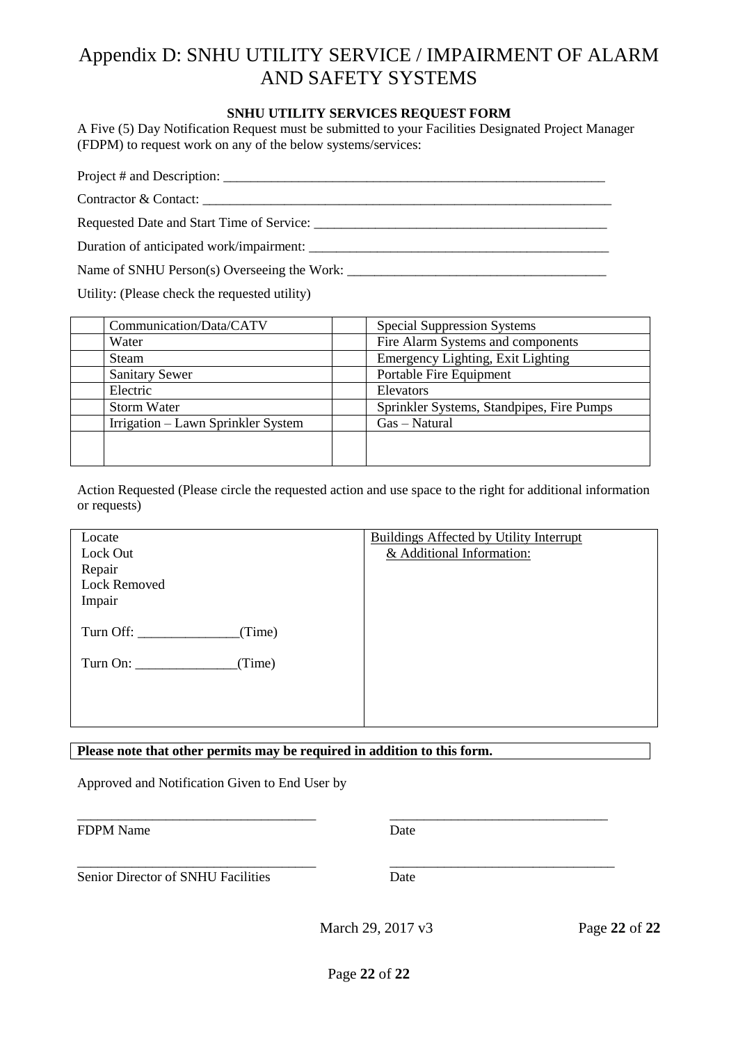# Appendix D: SNHU UTILITY SERVICE / IMPAIRMENT OF ALARM AND SAFETY SYSTEMS

**SNHU UTILITY SERVICES REQUEST FORM**

A Five (5) Day Notification Request must be submitted to your Facilities Designated Project Manager (FDPM) to request work on any of the below systems/services:

Project # and Description: ___________________________________________________________

Contractor & Contact: _______________________________________________________________

Requested Date and Start Time of Service: ______________________________________________

Duration of anticipated work/impairment: _______________________________________________

Name of SNHU Person(s) Overseeing the Work: __________________________________________

Utility: (Please check the requested utility)

| | | | |
|---|---|---|---|
| | Communication/Data/CATV | | Special Suppression Systems |
| | Water | | Fire Alarm Systems and components |
| | Steam | | Emergency Lighting, Exit Lighting |
| | Sanitary Sewer | | Portable Fire Equipment |
| | Electric | | Elevators |
| | Storm Water | | Sprinkler Systems, Standpipes, Fire Pumps |
| | Irrigation – Lawn Sprinkler System | | Gas – Natural |
| | | | |

Action Requested (Please circle the requested action and use space to the right for additional information or requests)

| | |
|---|---|
| Locate<br>Lock Out<br>Repair<br>Lock Removed<br>Impair<br><br>Turn Off: _______________(Time)<br><br>Turn On: _______________(Time) | Buildings Affected by Utility Interrupt & Additional Information: |

**Please note that other permits may be required in addition to this form.**

Approved and Notification Given to End User by

___________________________________ ________________________________

FDPM Name Date

___________________________________ ________________________________

Senior Director of SNHU Facilities Date

March 29, 2017 v3